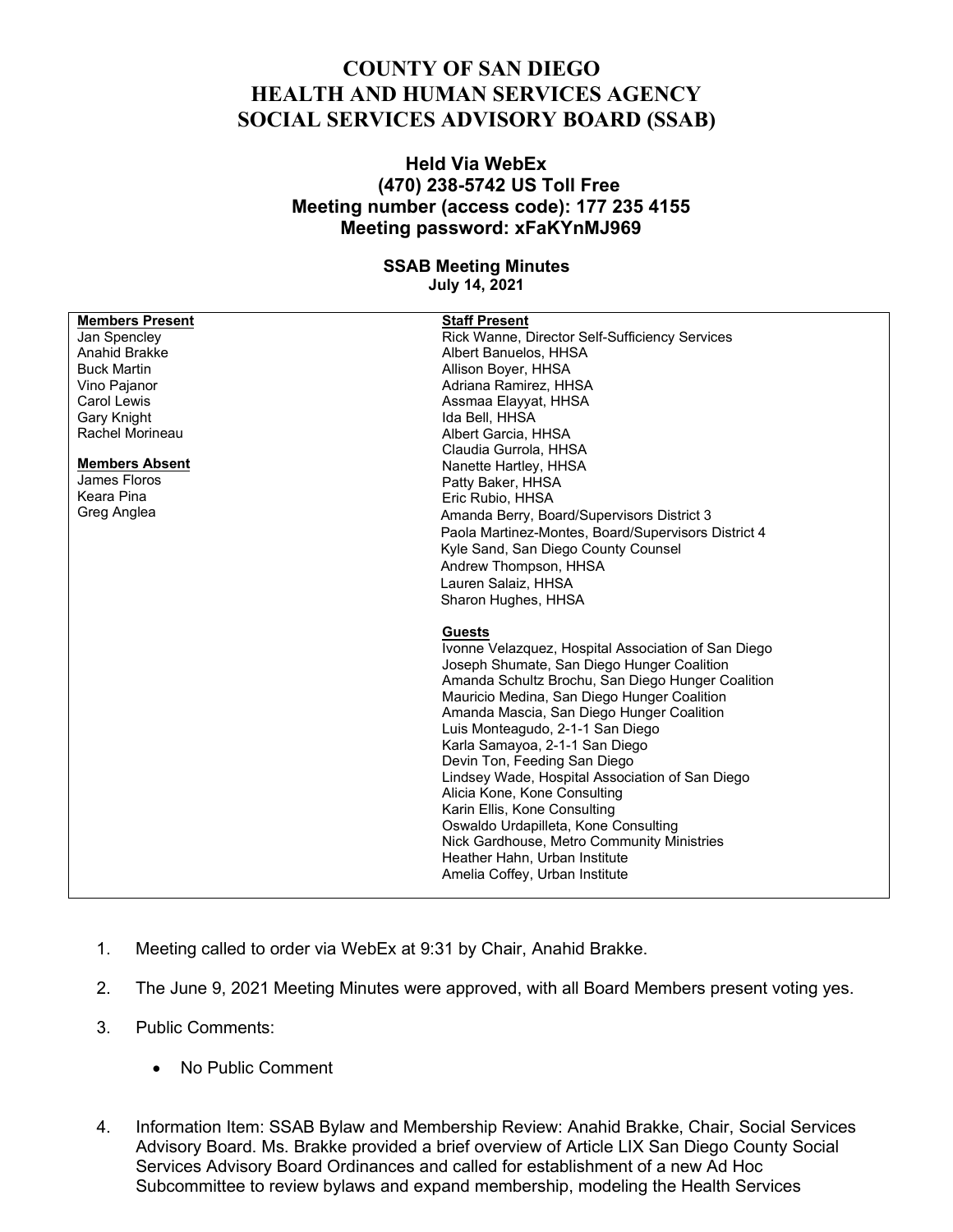# COUNTY OF SAN DIEGO
# HEALTH AND HUMAN SERVICES AGENCY
# SOCIAL SERVICES ADVISORY BOARD (SSAB)

### Held Via WebEx
### (470) 238-5742 US Toll Free
### Meeting number (access code): 177 235 4155
### Meeting password: xFaKYnMJ969

**SSAB Meeting Minutes**
**July 14, 2021**

| **Members Present** | **Staff Present** |
|---|---|
| Jan Spencley | Rick Wanne, Director Self-Sufficiency Services |
| Anahid Brakke | Albert Banuelos, HHSA |
| Buck Martin | Allison Boyer, HHSA |
| Vino Pajanor | Adriana Ramirez, HHSA |
| Carol Lewis | Assmaa Elayyat, HHSA |
| Gary Knight | Ida Bell, HHSA |
| Rachel Morineau | Albert Garcia, HHSA |
| | Claudia Gurrola, HHSA |
| **Members Absent** | Nanette Hartley, HHSA |
| James Floros | Patty Baker, HHSA |
| Keara Pina | Eric Rubio, HHSA |
| Greg Anglea | Amanda Berry, Board/Supervisors District 3 |
| | Paola Martinez-Montes, Board/Supervisors District 4 |
| | Kyle Sand, San Diego County Counsel |
| | Andrew Thompson, HHSA |
| | Lauren Salaiz, HHSA |
| | Sharon Hughes, HHSA |
| | |
| | **Guests** |
| | Ivonne Velazquez, Hospital Association of San Diego |
| | Joseph Shumate, San Diego Hunger Coalition |
| | Amanda Schultz Brochu, San Diego Hunger Coalition |
| | Mauricio Medina, San Diego Hunger Coalition |
| | Amanda Mascia, San Diego Hunger Coalition |
| | Luis Monteagudo, 2-1-1 San Diego |
| | Karla Samayoa, 2-1-1 San Diego |
| | Devin Ton, Feeding San Diego |
| | Lindsey Wade, Hospital Association of San Diego |
| | Alicia Kone, Kone Consulting |
| | Karin Ellis, Kone Consulting |
| | Oswaldo Urdapilleta, Kone Consulting |
| | Nick Gardhouse, Metro Community Ministries |
| | Heather Hahn, Urban Institute |
| | Amelia Coffey, Urban Institute |

1. Meeting called to order via WebEx at 9:31 by Chair, Anahid Brakke.

2. The June 9, 2021 Meeting Minutes were approved, with all Board Members present voting yes.

3. Public Comments:

   - No Public Comment

4. Information Item: SSAB Bylaw and Membership Review: Anahid Brakke, Chair, Social Services Advisory Board. Ms. Brakke provided a brief overview of Article LIX San Diego County Social Services Advisory Board Ordinances and called for establishment of a new Ad Hoc Subcommittee to review bylaws and expand membership, modeling the Health Services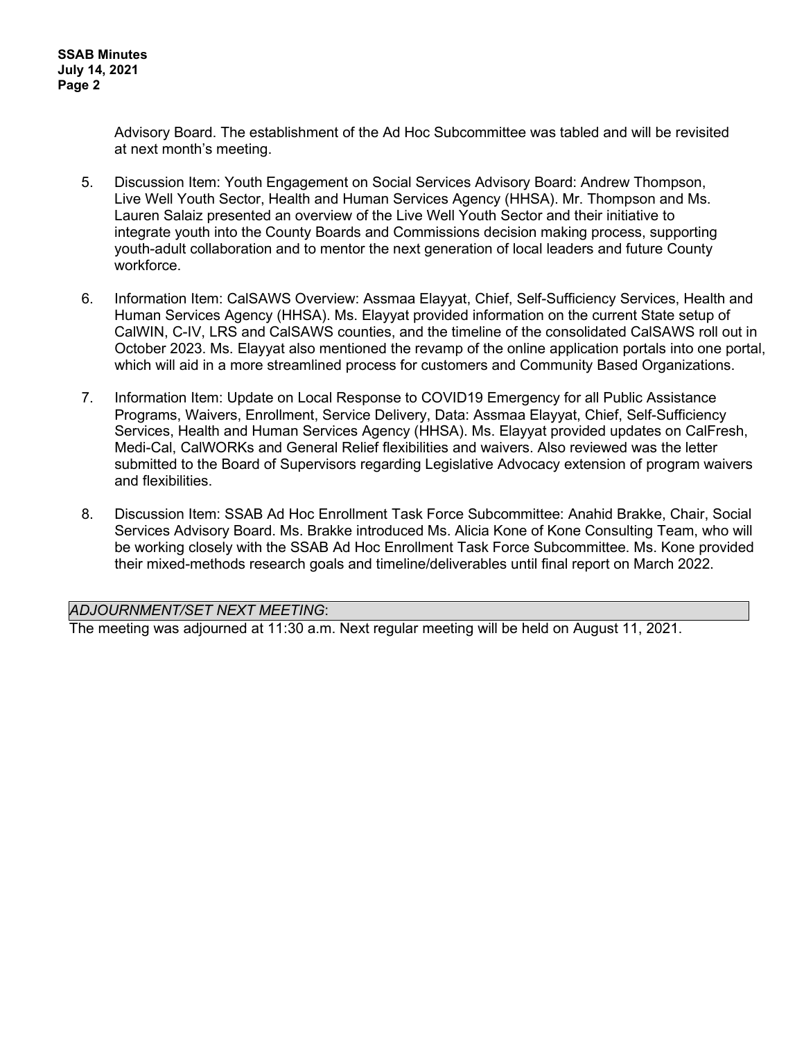Advisory Board. The establishment of the Ad Hoc Subcommittee was tabled and will be revisited at next month's meeting.

5. Discussion Item: Youth Engagement on Social Services Advisory Board: Andrew Thompson, Live Well Youth Sector, Health and Human Services Agency (HHSA). Mr. Thompson and Ms. Lauren Salaiz presented an overview of the Live Well Youth Sector and their initiative to integrate youth into the County Boards and Commissions decision making process, supporting youth-adult collaboration and to mentor the next generation of local leaders and future County workforce.

6. Information Item: CalSAWS Overview: Assmaa Elayyat, Chief, Self-Sufficiency Services, Health and Human Services Agency (HHSA). Ms. Elayyat provided information on the current State setup of CalWIN, C-IV, LRS and CalSAWS counties, and the timeline of the consolidated CalSAWS roll out in October 2023. Ms. Elayyat also mentioned the revamp of the online application portals into one portal, which will aid in a more streamlined process for customers and Community Based Organizations.

7. Information Item: Update on Local Response to COVID19 Emergency for all Public Assistance Programs, Waivers, Enrollment, Service Delivery, Data: Assmaa Elayyat, Chief, Self-Sufficiency Services, Health and Human Services Agency (HHSA). Ms. Elayyat provided updates on CalFresh, Medi-Cal, CalWORKs and General Relief flexibilities and waivers. Also reviewed was the letter submitted to the Board of Supervisors regarding Legislative Advocacy extension of program waivers and flexibilities.

8. Discussion Item: SSAB Ad Hoc Enrollment Task Force Subcommittee: Anahid Brakke, Chair, Social Services Advisory Board. Ms. Brakke introduced Ms. Alicia Kone of Kone Consulting Team, who will be working closely with the SSAB Ad Hoc Enrollment Task Force Subcommittee. Ms. Kone provided their mixed-methods research goals and timeline/deliverables until final report on March 2022.

*ADJOURNMENT/SET NEXT MEETING*:

The meeting was adjourned at 11:30 a.m. Next regular meeting will be held on August 11, 2021.